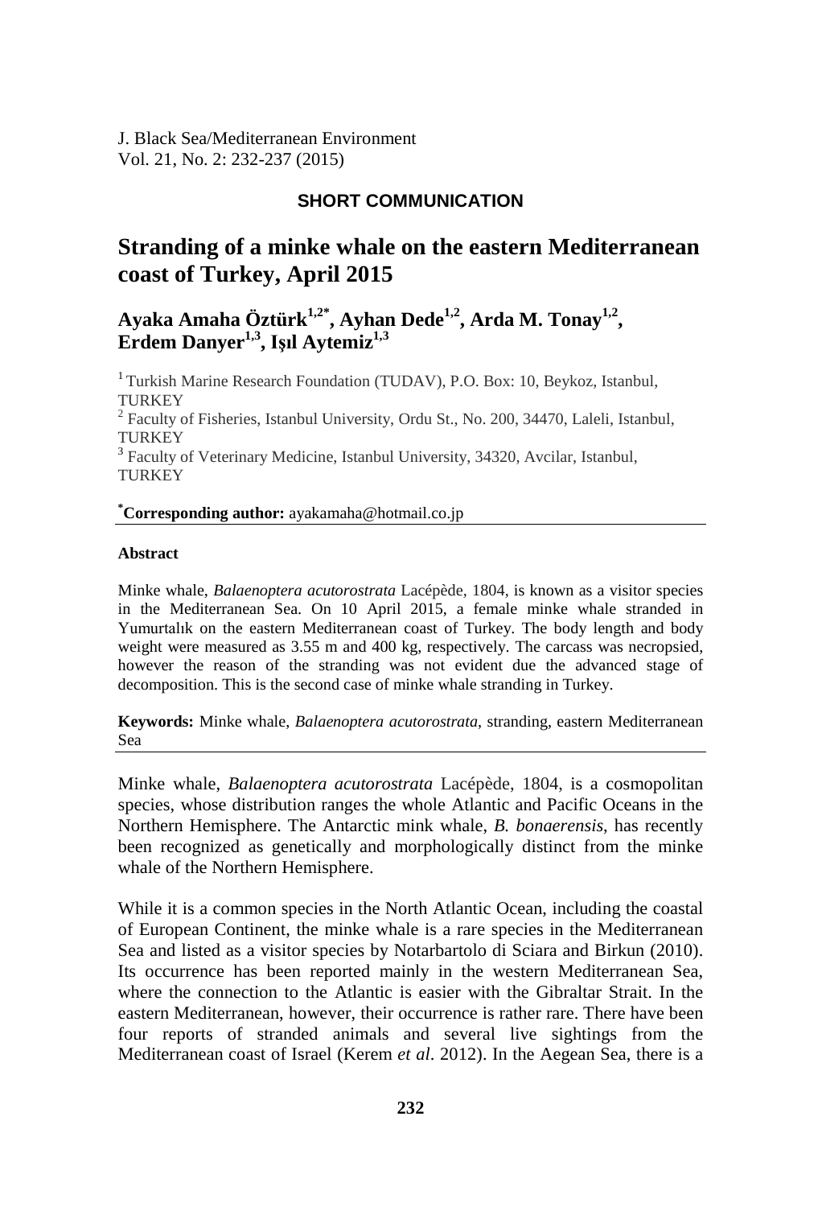SHORT COMMUNICATION

# Stranding of a minke whale on the eastern Mediterranean coast of Turkey, April 2015

**Ayaka Amaha Öztürk[1,2*], Ayhan Dede[1,2], Arda M. Tonay[1,2], Erdem Danyer[1,3], Işıl Aytemiz[1,3]**

[1] Turkish Marine Research Foundation (TUDAV), P.O. Box: 10, Beykoz, Istanbul, TURKEY
[2] Faculty of Fisheries, Istanbul University, Ordu St., No. 200, 34470, Laleli, Istanbul, TURKEY
[3] Faculty of Veterinary Medicine, Istanbul University, 34320, Avcilar, Istanbul, TURKEY

[*]**Corresponding author:** ayakamaha@hotmail.co.jp

**Abstract**

Minke whale, *Balaenoptera acutorostrata* Lacépède, 1804, is known as a visitor species in the Mediterranean Sea. On 10 April 2015, a female minke whale stranded in Yumurtalık on the eastern Mediterranean coast of Turkey. The body length and body weight were measured as 3.55 m and 400 kg, respectively. The carcass was necropsied, however the reason of the stranding was not evident due the advanced stage of decomposition. This is the second case of minke whale stranding in Turkey.

**Keywords:** Minke whale, *Balaenoptera acutorostrata*, stranding, eastern Mediterranean Sea

Minke whale, *Balaenoptera acutorostrata* Lacépède, 1804, is a cosmopolitan species, whose distribution ranges the whole Atlantic and Pacific Oceans in the Northern Hemisphere. The Antarctic mink whale, *B. bonaerensis*, has recently been recognized as genetically and morphologically distinct from the minke whale of the Northern Hemisphere.

While it is a common species in the North Atlantic Ocean, including the coastal of European Continent, the minke whale is a rare species in the Mediterranean Sea and listed as a visitor species by Notarbartolo di Sciara and Birkun (2010). Its occurrence has been reported mainly in the western Mediterranean Sea, where the connection to the Atlantic is easier with the Gibraltar Strait. In the eastern Mediterranean, however, their occurrence is rather rare. There have been four reports of stranded animals and several live sightings from the Mediterranean coast of Israel (Kerem *et al.* 2012). In the Aegean Sea, there is a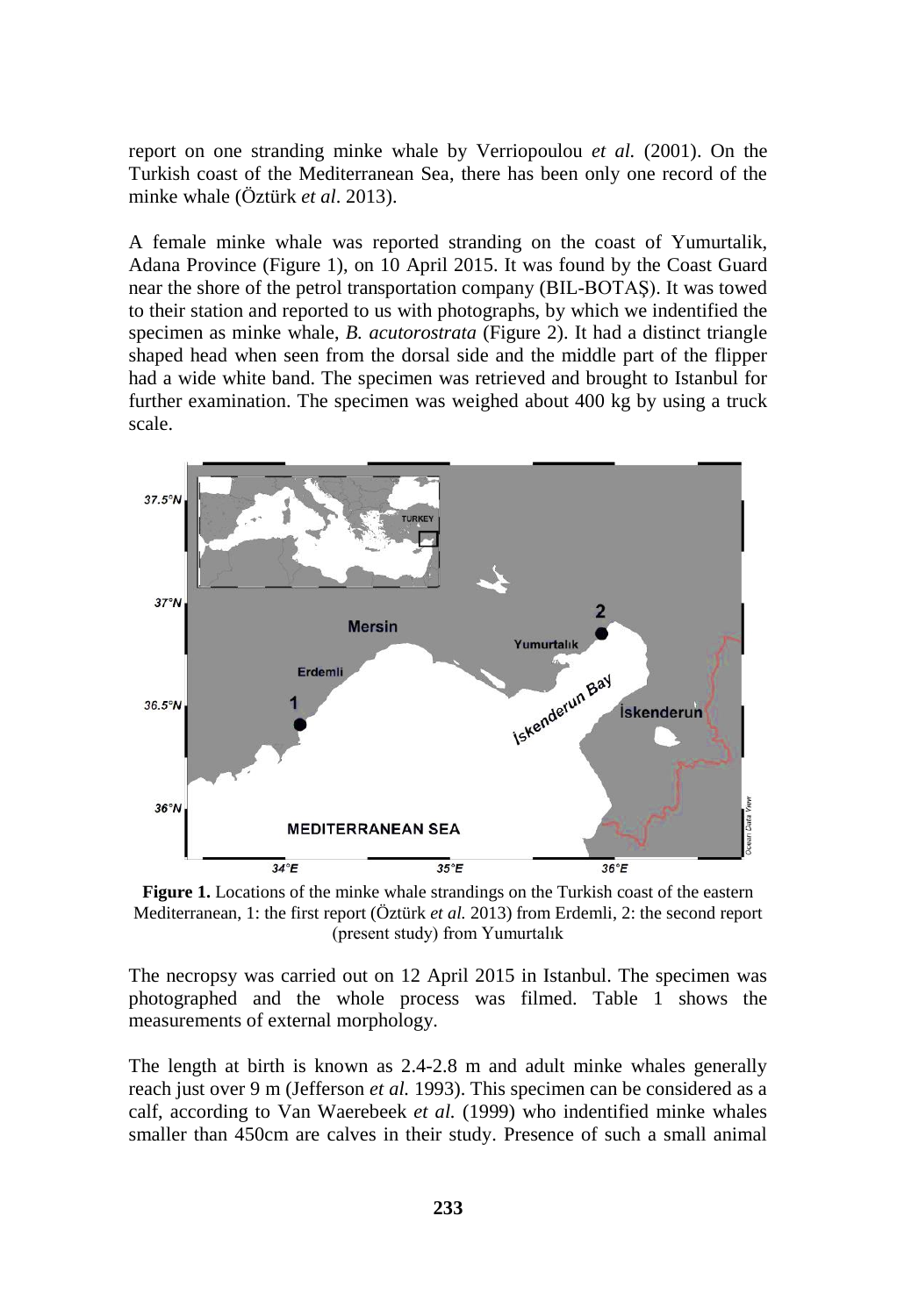report on one stranding minke whale by Verriopoulou *et al.* (2001). On the Turkish coast of the Mediterranean Sea, there has been only one record of the minke whale (Öztürk *et al*. 2013).

A female minke whale was reported stranding on the coast of Yumurtalik, Adana Province (Figure 1), on 10 April 2015. It was found by the Coast Guard near the shore of the petrol transportation company (BIL-BOTAŞ). It was towed to their station and reported to us with photographs, by which we indentified the specimen as minke whale, *B. acutorostrata* (Figure 2). It had a distinct triangle shaped head when seen from the dorsal side and the middle part of the flipper had a wide white band. The specimen was retrieved and brought to Istanbul for further examination. The specimen was weighed about 400 kg by using a truck scale.

**Figure 1.** Locations of the minke whale strandings on the Turkish coast of the eastern Mediterranean, 1: the first report (Öztürk *et al.* 2013) from Erdemli, 2: the second report (present study) from Yumurtalık

The necropsy was carried out on 12 April 2015 in Istanbul. The specimen was photographed and the whole process was filmed. Table 1 shows the measurements of external morphology.

The length at birth is known as 2.4-2.8 m and adult minke whales generally reach just over 9 m (Jefferson *et al.* 1993). This specimen can be considered as a calf, according to Van Waerebeek *et al.* (1999) who indentified minke whales smaller than 450cm are calves in their study. Presence of such a small animal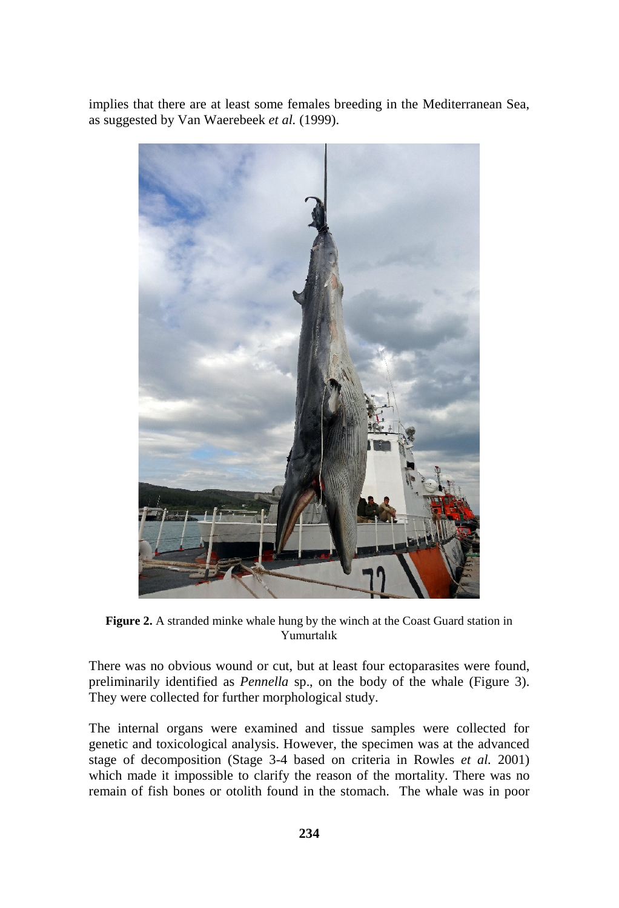implies that there are at least some females breeding in the Mediterranean Sea, as suggested by Van Waerebeek *et al.* (1999).

**Figure 2.** A stranded minke whale hung by the winch at the Coast Guard station in Yumurtalık

There was no obvious wound or cut, but at least four ectoparasites were found, preliminarily identified as *Pennella* sp., on the body of the whale (Figure 3). They were collected for further morphological study.

The internal organs were examined and tissue samples were collected for genetic and toxicological analysis. However, the specimen was at the advanced stage of decomposition (Stage 3-4 based on criteria in Rowles *et al.* 2001) which made it impossible to clarify the reason of the mortality. There was no remain of fish bones or otolith found in the stomach. The whale was in poor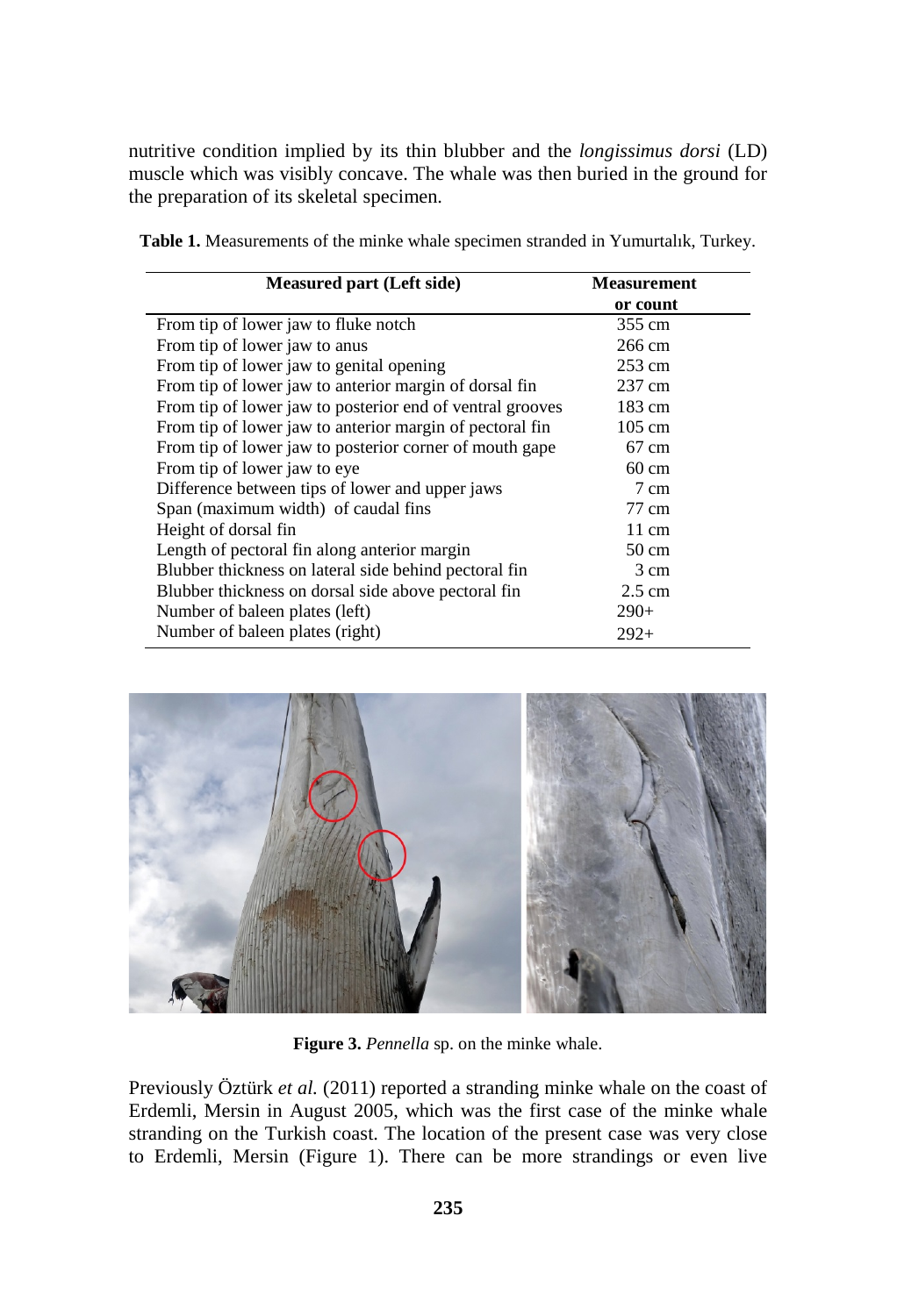nutritive condition implied by its thin blubber and the *longissimus dorsi* (LD) muscle which was visibly concave. The whale was then buried in the ground for the preparation of its skeletal specimen.

**Table 1.** Measurements of the minke whale specimen stranded in Yumurtalık, Turkey.

| Measured part (Left side) | Measurement or count |
|---|---|
| From tip of lower jaw to fluke notch | 355 cm |
| From tip of lower jaw to anus | 266 cm |
| From tip of lower jaw to genital opening | 253 cm |
| From tip of lower jaw to anterior margin of dorsal fin | 237 cm |
| From tip of lower jaw to posterior end of ventral grooves | 183 cm |
| From tip of lower jaw to anterior margin of pectoral fin | 105 cm |
| From tip of lower jaw to posterior corner of mouth gape | 67 cm |
| From tip of lower jaw to eye | 60 cm |
| Difference between tips of lower and upper jaws | 7 cm |
| Span (maximum width) of caudal fins | 77 cm |
| Height of dorsal fin | 11 cm |
| Length of pectoral fin along anterior margin | 50 cm |
| Blubber thickness on lateral side behind pectoral fin | 3 cm |
| Blubber thickness on dorsal side above pectoral fin | 2.5 cm |
| Number of baleen plates (left) | 290+ |
| Number of baleen plates (right) | 292+ |

**Figure 3.** *Pennella* sp. on the minke whale.

Previously Öztürk *et al.* (2011) reported a stranding minke whale on the coast of Erdemli, Mersin in August 2005, which was the first case of the minke whale stranding on the Turkish coast. The location of the present case was very close to Erdemli, Mersin (Figure 1). There can be more strandings or even live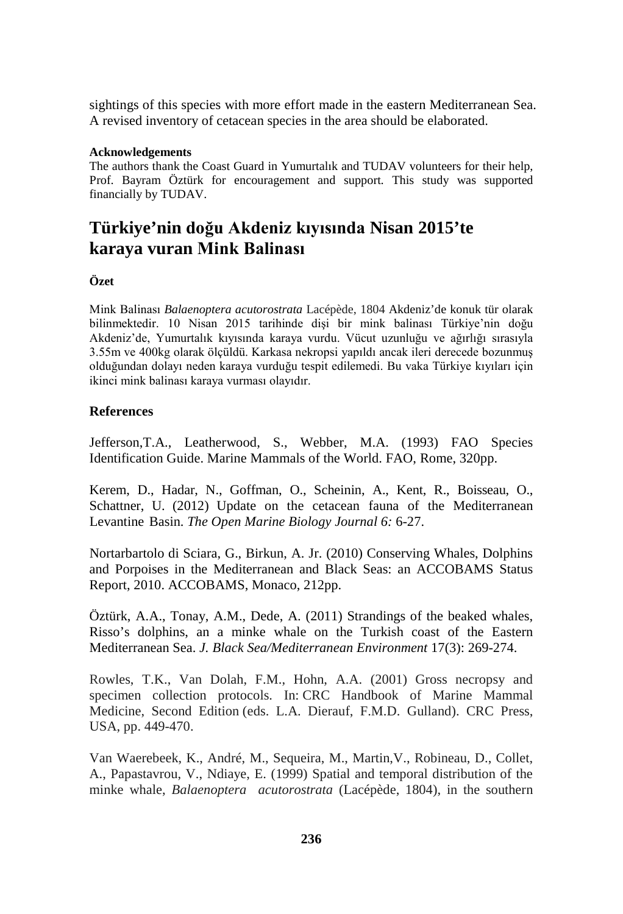sightings of this species with more effort made in the eastern Mediterranean Sea. A revised inventory of cetacean species in the area should be elaborated.

#### Acknowledgements

The authors thank the Coast Guard in Yumurtalık and TUDAV volunteers for their help, Prof. Bayram Öztürk for encouragement and support. This study was supported financially by TUDAV.

## Türkiye'nin doğu Akdeniz kıyısında Nisan 2015'te karaya vuran Mink Balinası

#### Özet

Mink Balinası *Balaenoptera acutorostrata* Lacépède, 1804 Akdeniz'de konuk tür olarak bilinmektedir. 10 Nisan 2015 tarihinde dişi bir mink balinası Türkiye'nin doğu Akdeniz'de, Yumurtalık kıyısında karaya vurdu. Vücut uzunluğu ve ağırlığı sırasıyla 3.55m ve 400kg olarak ölçüldü. Karkasa nekropsi yapıldı ancak ileri derecede bozunmuş olduğundan dolayı neden karaya vurduğu tespit edilemedi. Bu vaka Türkiye kıyıları için ikinci mink balinası karaya vurması olayıdır.

### References

Jefferson,T.A., Leatherwood, S., Webber, M.A. (1993) FAO Species Identification Guide. Marine Mammals of the World. FAO, Rome, 320pp.

Kerem, D., Hadar, N., Goffman, O., Scheinin, A., Kent, R., Boisseau, O., Schattner, U. (2012) Update on the cetacean fauna of the Mediterranean Levantine Basin. *The Open Marine Biology Journal 6:* 6-27.

Nortarbartolo di Sciara, G., Birkun, A. Jr. (2010) Conserving Whales, Dolphins and Porpoises in the Mediterranean and Black Seas: an ACCOBAMS Status Report, 2010. ACCOBAMS, Monaco, 212pp.

Öztürk, A.A., Tonay, A.M., Dede, A. (2011) Strandings of the beaked whales, Risso's dolphins, an a minke whale on the Turkish coast of the Eastern Mediterranean Sea. *J. Black Sea/Mediterranean Environment* 17(3): 269-274.

Rowles, T.K., Van Dolah, F.M., Hohn, A.A. (2001) Gross necropsy and specimen collection protocols. In: CRC Handbook of Marine Mammal Medicine, Second Edition (eds. L.A. Dierauf, F.M.D. Gulland). CRC Press, USA, pp. 449-470.

Van Waerebeek, K., André, M., Sequeira, M., Martin,V., Robineau, D., Collet, A., Papastavrou, V., Ndiaye, E. (1999) Spatial and temporal distribution of the minke whale, *Balaenoptera acutorostrata* (Lacépède, 1804), in the southern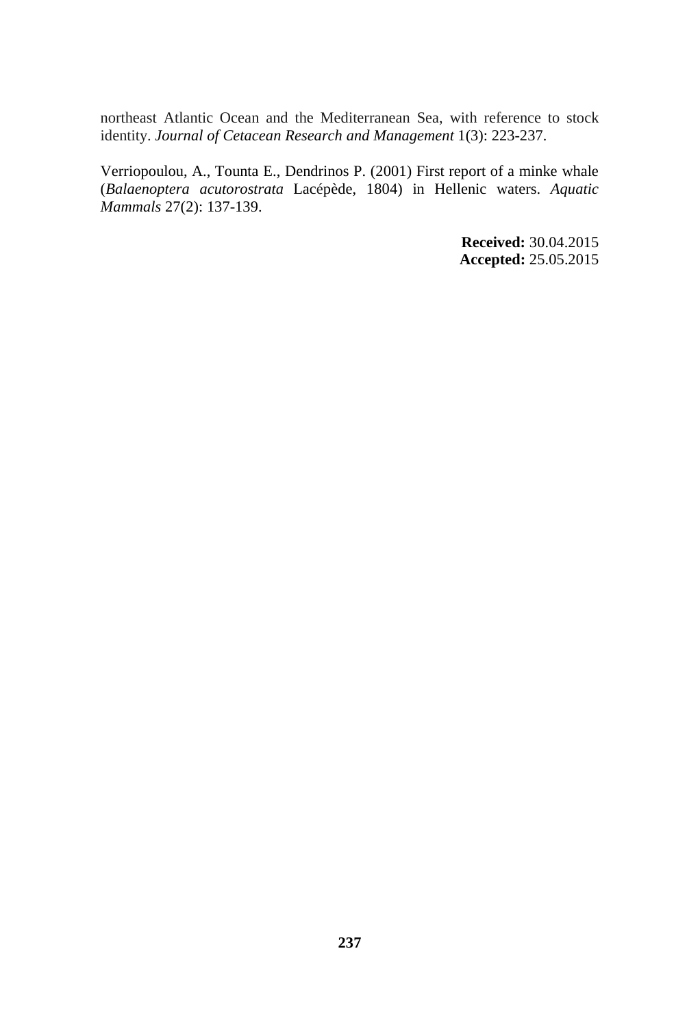northeast Atlantic Ocean and the Mediterranean Sea, with reference to stock identity. *Journal of Cetacean Research and Management* 1(3): 223-237.

Verriopoulou, A., Tounta E., Dendrinos P. (2001) First report of a minke whale (*Balaenoptera acutorostrata* Lacépède, 1804) in Hellenic waters. *Aquatic Mammals* 27(2): 137-139.

**Received:** 30.04.2015
**Accepted:** 25.05.2015